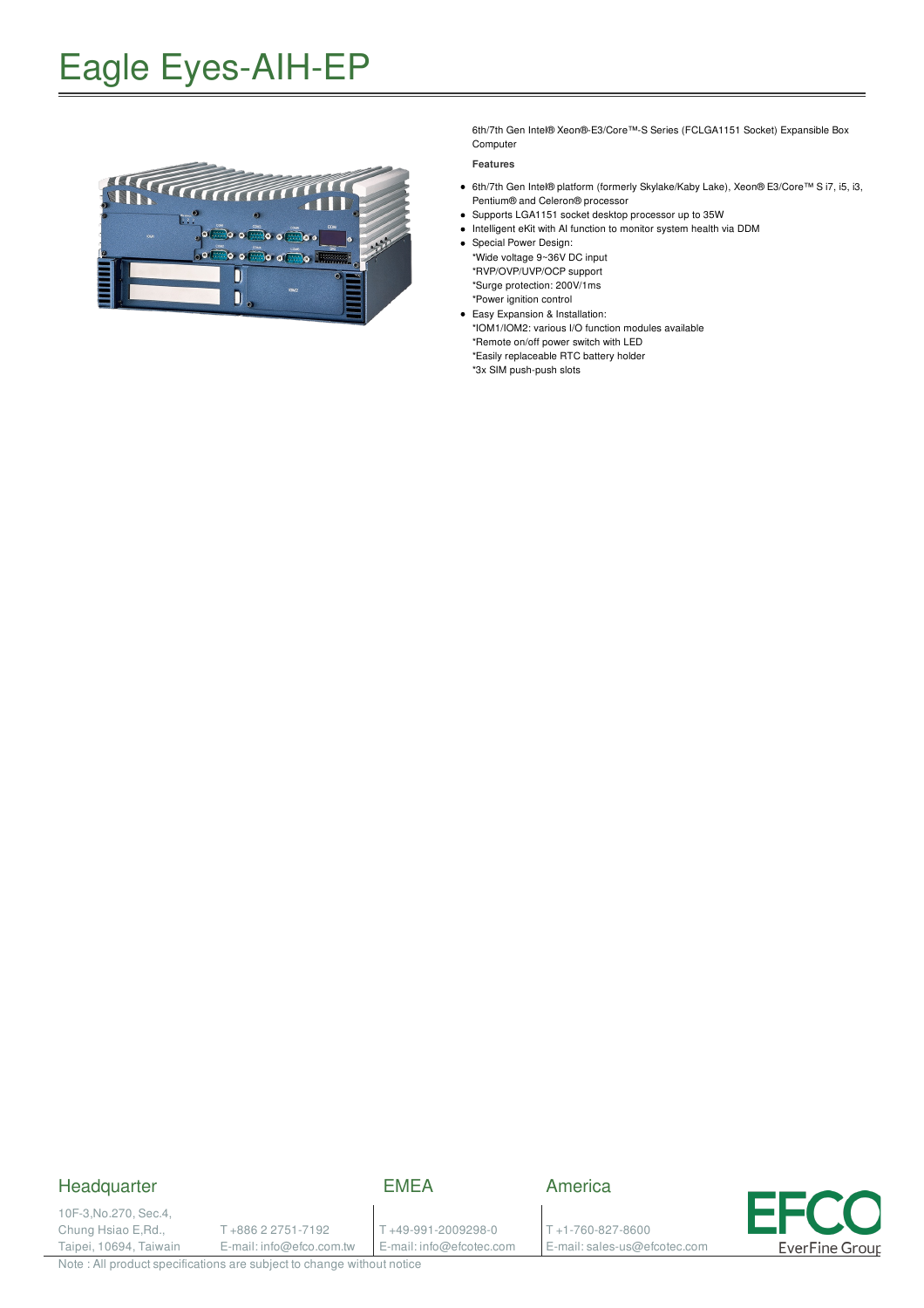# Eagle Eyes-AIH-EP

6th/7th Gen Intel® Xeon®-E3/Core™-S Series (FCLGA1151 Socket) Expansible Box Computer

**Features**

- 6th/7th Gen Intel® platform (formerly Skylake/Kaby Lake), Xeon® E3/Core™ S i7, i5, i3, Pentium® and Celeron® processor
- Supports LGA1151 socket desktop processor up to 35W
- Intelligent eKit with AI function to monitor system health via DDM
- Special Power Design:
  *Wide voltage 9~36V DC input
  *RVP/OVP/UVP/OCP support
  *Surge protection: 200V/1ms
  *Power ignition control
- Easy Expansion & Installation:
  *IOM1/IOM2: various I/O function modules available
  *Remote on/off power switch with LED
  *Easily replaceable RTC battery holder
  *3x SIM push-push slots

## Headquarter

10F-3,No.270, Sec.4,
Chung Hsiao E,Rd.,
Taipei, 10694, Taiwain

T +886 2 2751-7192
E-mail: info@efco.com.tw

## EMEA

T +49-991-2009298-0
E-mail: info@efcotec.com

## America

T +1-760-827-8600
E-mail: sales-us@efcotec.com

EFCO EverFine Group

Note : All product specifications are subject to change without notice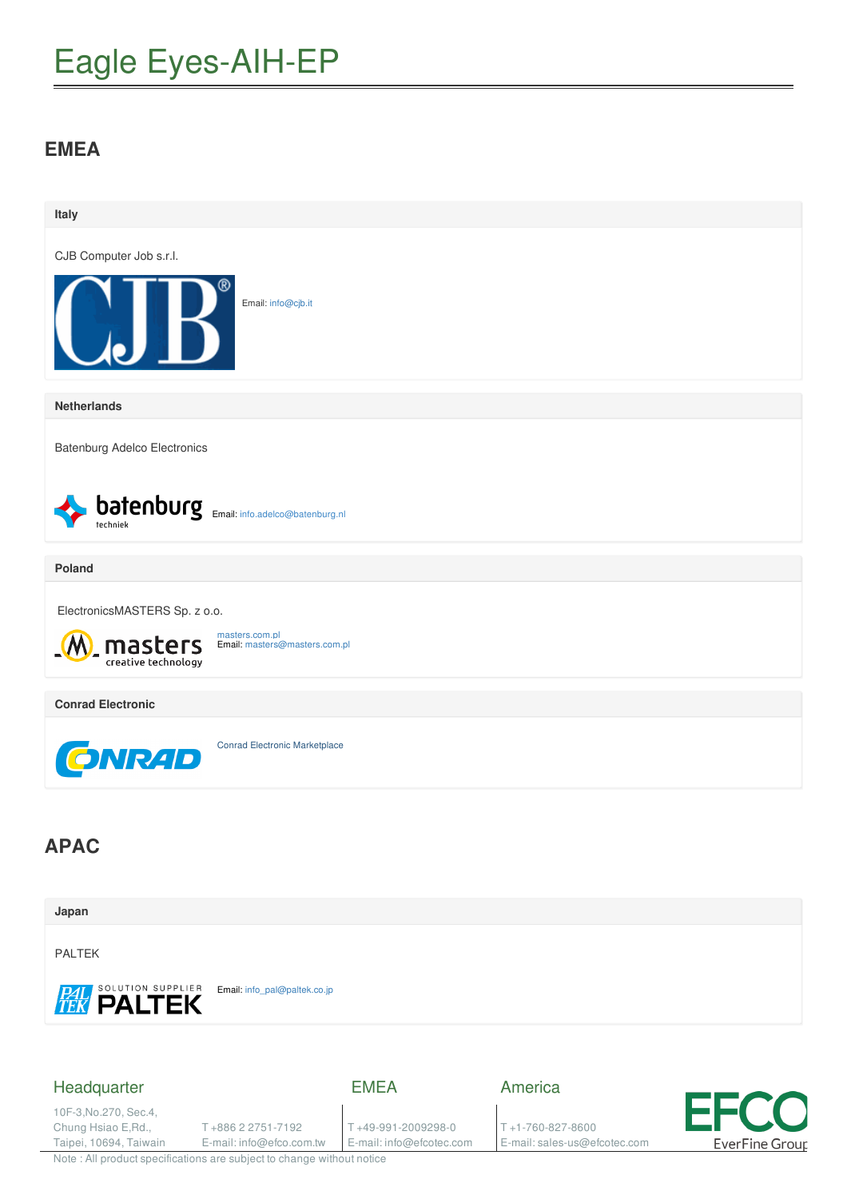# Eagle Eyes-AIH-EP

## EMEA

### Italy

CJB Computer Job s.r.l.

Email: info@cjb.it

### Netherlands

Batenburg Adelco Electronics

Email: info.adelco@batenburg.nl

### Poland

ElectronicsMASTERS Sp. z o.o.

masters.com.pl
Email: masters@masters.com.pl

### Conrad Electronic

Conrad Electronic Marketplace

## APAC

### Japan

PALTEK

Email: info_pal@paltek.co.jp

**Headquarter**

10F-3,No.270, Sec.4, Chung Hsiao E,Rd., Taipei, 10694, Taiwan
T +886 2 2751-7192
E-mail: info@efco.com.tw

**EMEA**

T +49-991-2009298-0
E-mail: info@efcotec.com

**America**

T +1-760-827-8600
E-mail: sales-us@efcotec.com

EFCO EverFine Group

Note : All product specifications are subject to change without notice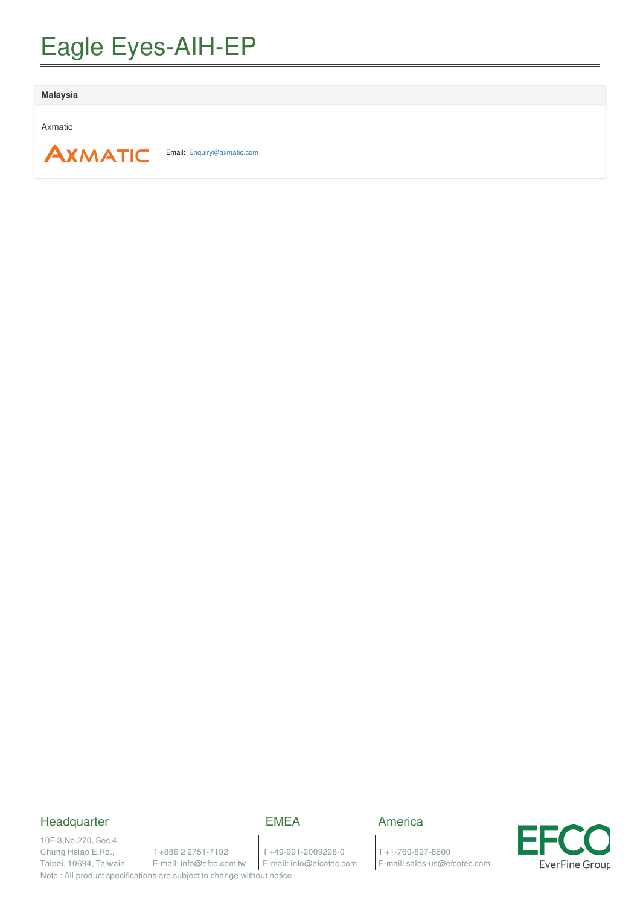# Eagle Eyes-AIH-EP

**Malaysia**

Axmatic

AXMATIC Email: Enquiry@axmatic.com

Headquarter

10F-3,No.270, Sec.4,
Chung Hsiao E,Rd.,
Taipei, 10694, Taiwain

T +886 2 2751-7192
E-mail: info@efco.com.tw

EMEA

T +49-991-2009298-0
E-mail: info@efcotec.com

America

T +1-760-827-8600
E-mail: sales-us@efcotec.com

EFCO EverFine Group

Note : All product specifications are subject to change without notice